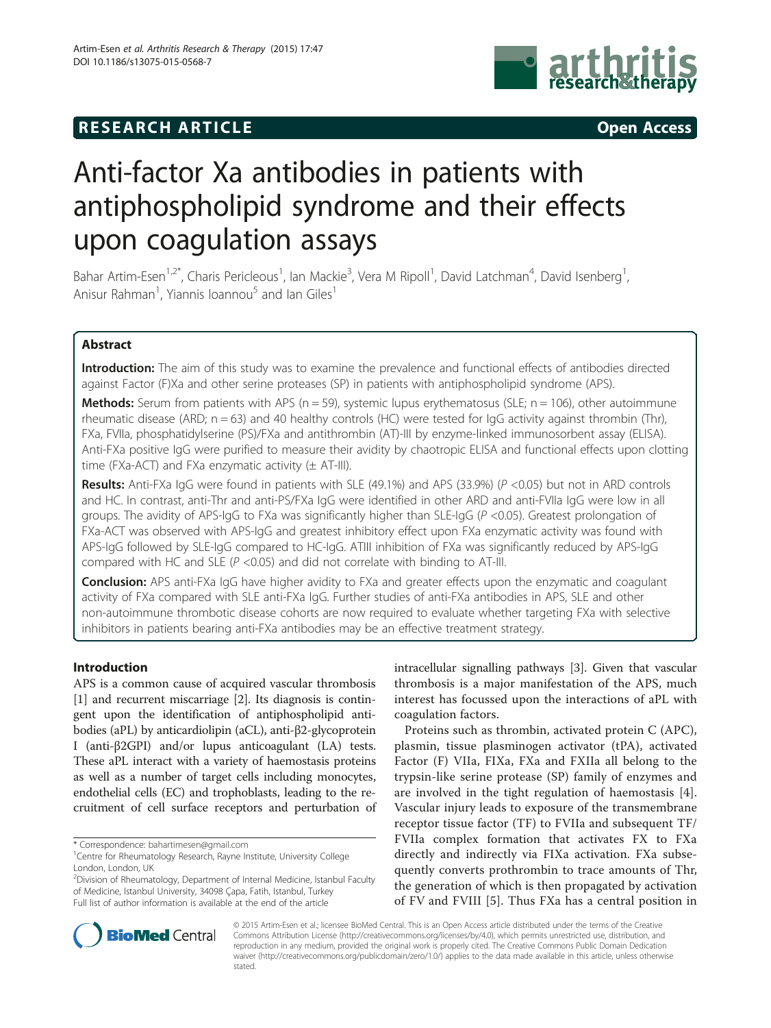RESEARCH ARTICLE

Open Access

# Anti-factor Xa antibodies in patients with antiphospholipid syndrome and their effects upon coagulation assays

Bahar Artim-Esen[1,2*], Charis Pericleous[1], Ian Mackie[3], Vera M Ripoll[1], David Latchman[4], David Isenberg[1], Anisur Rahman[1], Yiannis Ioannou[5] and Ian Giles[1]

## Abstract

**Introduction:** The aim of this study was to examine the prevalence and functional effects of antibodies directed against Factor (F)Xa and other serine proteases (SP) in patients with antiphospholipid syndrome (APS).

**Methods:** Serum from patients with APS (n = 59), systemic lupus erythematosus (SLE; n = 106), other autoimmune rheumatic disease (ARD; n = 63) and 40 healthy controls (HC) were tested for IgG activity against thrombin (Thr), FXa, FVIIa, phosphatidylserine (PS)/FXa and antithrombin (AT)-III by enzyme-linked immunosorbent assay (ELISA). Anti-FXa positive IgG were purified to measure their avidity by chaotropic ELISA and functional effects upon clotting time (FXa-ACT) and FXa enzymatic activity (± AT-III).

**Results:** Anti-FXa IgG were found in patients with SLE (49.1%) and APS (33.9%) ($P$ <0.05) but not in ARD controls and HC. In contrast, anti-Thr and anti-PS/FXa IgG were identified in other ARD and anti-FVIIa IgG were low in all groups. The avidity of APS-IgG to FXa was significantly higher than SLE-IgG ($P$ <0.05). Greatest prolongation of FXa-ACT was observed with APS-IgG and greatest inhibitory effect upon FXa enzymatic activity was found with APS-IgG followed by SLE-IgG compared to HC-IgG. ATIII inhibition of FXa was significantly reduced by APS-IgG compared with HC and SLE ($P$ <0.05) and did not correlate with binding to AT-III.

**Conclusion:** APS anti-FXa IgG have higher avidity to FXa and greater effects upon the enzymatic and coagulant activity of FXa compared with SLE anti-FXa IgG. Further studies of anti-FXa antibodies in APS, SLE and other non-autoimmune thrombotic disease cohorts are now required to evaluate whether targeting FXa with selective inhibitors in patients bearing anti-FXa antibodies may be an effective treatment strategy.

## Introduction

APS is a common cause of acquired vascular thrombosis [1] and recurrent miscarriage [2]. Its diagnosis is contingent upon the identification of antiphospholipid antibodies (aPL) by anticardiolipin (aCL), anti-β2-glycoprotein I (anti-β2GPI) and/or lupus anticoagulant (LA) tests. These aPL interact with a variety of haemostasis proteins as well as a number of target cells including monocytes, endothelial cells (EC) and trophoblasts, leading to the recruitment of cell surface receptors and perturbation of intracellular signalling pathways [3]. Given that vascular thrombosis is a major manifestation of the APS, much interest has focussed upon the interactions of aPL with coagulation factors.

Proteins such as thrombin, activated protein C (APC), plasmin, tissue plasminogen activator (tPA), activated Factor (F) VIIa, FIXa, FXa and FXIIa all belong to the trypsin-like serine protease (SP) family of enzymes and are involved in the tight regulation of haemostasis [4]. Vascular injury leads to exposure of the transmembrane receptor tissue factor (TF) to FVIIa and subsequent TF/FVIIa complex formation that activates FX to FXa directly and indirectly via FIXa activation. FXa subsequently converts prothrombin to trace amounts of Thr, the generation of which is then propagated by activation of FV and FVIII [5]. Thus FXa has a central position in

\* Correspondence: bahartimesen@gmail.com
[1]Centre for Rheumatology Research, Rayne Institute, University College London, London, UK
[2]Division of Rheumatology, Department of Internal Medicine, Istanbul Faculty of Medicine, Istanbul University, 34098 Çapa, Fatih, Istanbul, Turkey
Full list of author information is available at the end of the article

© 2015 Artim-Esen et al.; licensee BioMed Central. This is an Open Access article distributed under the terms of the Creative Commons Attribution License (http://creativecommons.org/licenses/by/4.0), which permits unrestricted use, distribution, and reproduction in any medium, provided the original work is properly cited. The Creative Commons Public Domain Dedication waiver (http://creativecommons.org/publicdomain/zero/1.0/) applies to the data made available in this article, unless otherwise stated.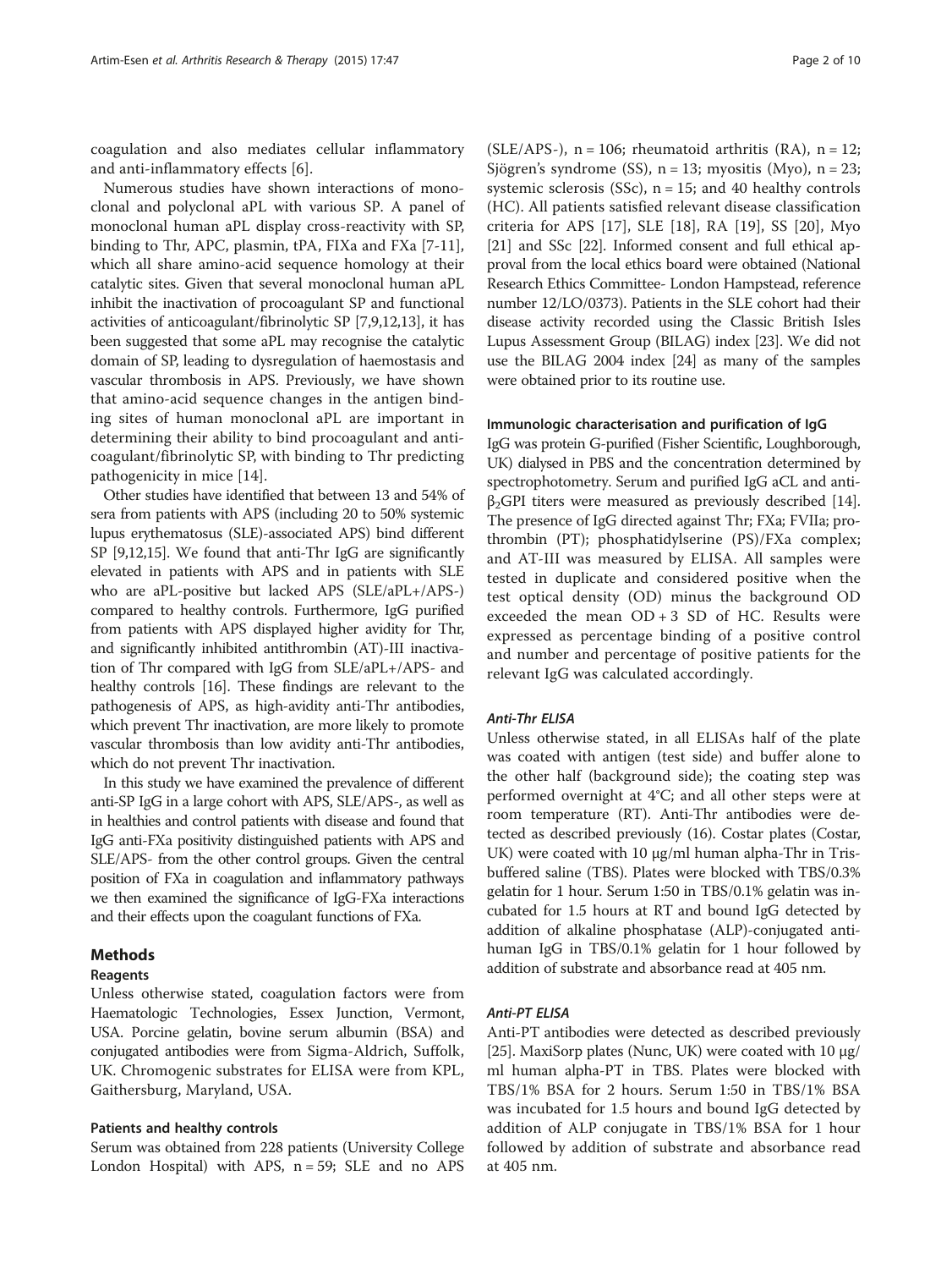coagulation and also mediates cellular inflammatory and anti-inflammatory effects [6].

Numerous studies have shown interactions of monoclonal and polyclonal aPL with various SP. A panel of monoclonal human aPL display cross-reactivity with SP, binding to Thr, APC, plasmin, tPA, FIXa and FXa [7-11], which all share amino-acid sequence homology at their catalytic sites. Given that several monoclonal human aPL inhibit the inactivation of procoagulant SP and functional activities of anticoagulant/fibrinolytic SP [7,9,12,13], it has been suggested that some aPL may recognise the catalytic domain of SP, leading to dysregulation of haemostasis and vascular thrombosis in APS. Previously, we have shown that amino-acid sequence changes in the antigen binding sites of human monoclonal aPL are important in determining their ability to bind procoagulant and anticoagulant/fibrinolytic SP, with binding to Thr predicting pathogenicity in mice [14].

Other studies have identified that between 13 and 54% of sera from patients with APS (including 20 to 50% systemic lupus erythematosus (SLE)-associated APS) bind different SP [9,12,15]. We found that anti-Thr IgG are significantly elevated in patients with APS and in patients with SLE who are aPL-positive but lacked APS (SLE/aPL+/APS-) compared to healthy controls. Furthermore, IgG purified from patients with APS displayed higher avidity for Thr, and significantly inhibited antithrombin (AT)-III inactivation of Thr compared with IgG from SLE/aPL+/APS- and healthy controls [16]. These findings are relevant to the pathogenesis of APS, as high-avidity anti-Thr antibodies, which prevent Thr inactivation, are more likely to promote vascular thrombosis than low avidity anti-Thr antibodies, which do not prevent Thr inactivation.

In this study we have examined the prevalence of different anti-SP IgG in a large cohort with APS, SLE/APS-, as well as in healthies and control patients with disease and found that IgG anti-FXa positivity distinguished patients with APS and SLE/APS- from the other control groups. Given the central position of FXa in coagulation and inflammatory pathways we then examined the significance of IgG-FXa interactions and their effects upon the coagulant functions of FXa.

## Methods

### Reagents

Unless otherwise stated, coagulation factors were from Haematologic Technologies, Essex Junction, Vermont, USA. Porcine gelatin, bovine serum albumin (BSA) and conjugated antibodies were from Sigma-Aldrich, Suffolk, UK. Chromogenic substrates for ELISA were from KPL, Gaithersburg, Maryland, USA.

### Patients and healthy controls

Serum was obtained from 228 patients (University College London Hospital) with APS, n = 59; SLE and no APS (SLE/APS-), n = 106; rheumatoid arthritis (RA), n = 12; Sjögren's syndrome (SS), n = 13; myositis (Myo), n = 23; systemic sclerosis (SSc), n = 15; and 40 healthy controls (HC). All patients satisfied relevant disease classification criteria for APS [17], SLE [18], RA [19], SS [20], Myo [21] and SSc [22]. Informed consent and full ethical approval from the local ethics board were obtained (National Research Ethics Committee- London Hampstead, reference number 12/LO/0373). Patients in the SLE cohort had their disease activity recorded using the Classic British Isles Lupus Assessment Group (BILAG) index [23]. We did not use the BILAG 2004 index [24] as many of the samples were obtained prior to its routine use.

### Immunologic characterisation and purification of IgG

IgG was protein G-purified (Fisher Scientific, Loughborough, UK) dialysed in PBS and the concentration determined by spectrophotometry. Serum and purified IgG aCL and anti-$\beta_2$GPI titers were measured as previously described [14]. The presence of IgG directed against Thr; FXa; FVIIa; prothrombin (PT); phosphatidylserine (PS)/FXa complex; and AT-III was measured by ELISA. All samples were tested in duplicate and considered positive when the test optical density (OD) minus the background OD exceeded the mean OD + 3 SD of HC. Results were expressed as percentage binding of a positive control and number and percentage of positive patients for the relevant IgG was calculated accordingly.

#### *Anti-Thr ELISA*

Unless otherwise stated, in all ELISAs half of the plate was coated with antigen (test side) and buffer alone to the other half (background side); the coating step was performed overnight at 4°C; and all other steps were at room temperature (RT). Anti-Thr antibodies were detected as described previously (16). Costar plates (Costar, UK) were coated with 10 μg/ml human alpha-Thr in Tris-buffered saline (TBS). Plates were blocked with TBS/0.3% gelatin for 1 hour. Serum 1:50 in TBS/0.1% gelatin was incubated for 1.5 hours at RT and bound IgG detected by addition of alkaline phosphatase (ALP)-conjugated anti-human IgG in TBS/0.1% gelatin for 1 hour followed by addition of substrate and absorbance read at 405 nm.

#### *Anti-PT ELISA*

Anti-PT antibodies were detected as described previously [25]. MaxiSorp plates (Nunc, UK) were coated with 10 μg/ml human alpha-PT in TBS. Plates were blocked with TBS/1% BSA for 2 hours. Serum 1:50 in TBS/1% BSA was incubated for 1.5 hours and bound IgG detected by addition of ALP conjugate in TBS/1% BSA for 1 hour followed by addition of substrate and absorbance read at 405 nm.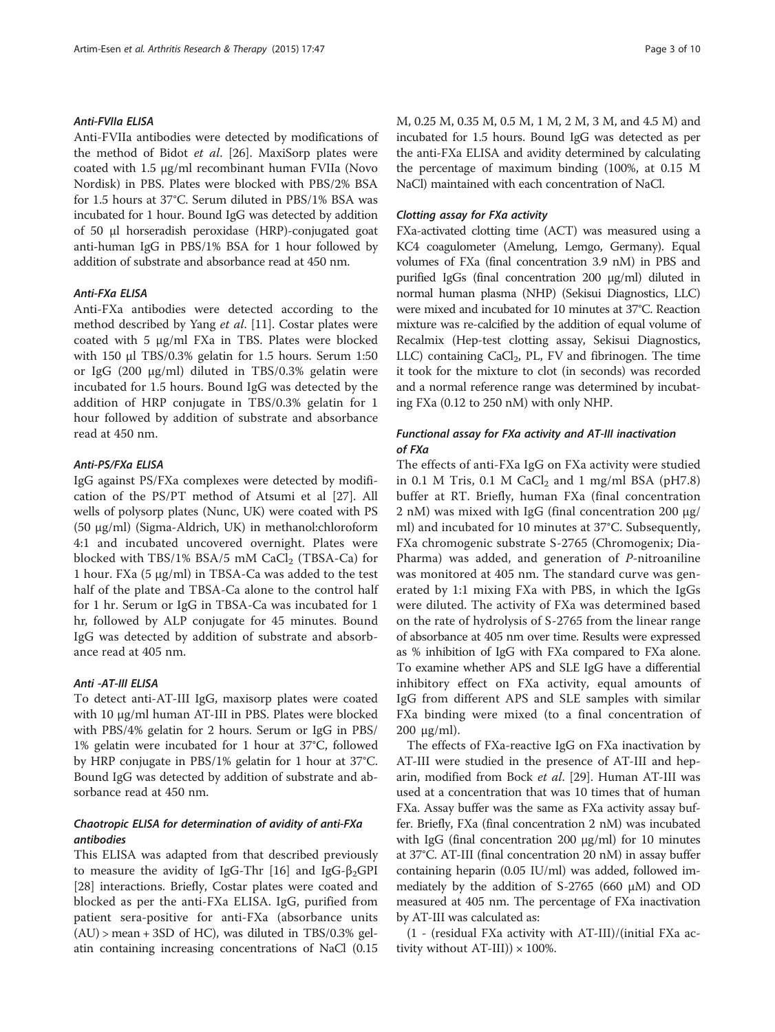#### *Anti-FVIIa ELISA*

Anti-FVIIa antibodies were detected by modifications of the method of Bidot *et al*. [26]. MaxiSorp plates were coated with 1.5 μg/ml recombinant human FVIIa (Novo Nordisk) in PBS. Plates were blocked with PBS/2% BSA for 1.5 hours at 37°C. Serum diluted in PBS/1% BSA was incubated for 1 hour. Bound IgG was detected by addition of 50 μl horseradish peroxidase (HRP)-conjugated goat anti-human IgG in PBS/1% BSA for 1 hour followed by addition of substrate and absorbance read at 450 nm.

#### *Anti-FXa ELISA*

Anti-FXa antibodies were detected according to the method described by Yang *et al*. [11]. Costar plates were coated with 5 μg/ml FXa in TBS. Plates were blocked with 150 μl TBS/0.3% gelatin for 1.5 hours. Serum 1:50 or IgG (200 μg/ml) diluted in TBS/0.3% gelatin were incubated for 1.5 hours. Bound IgG was detected by the addition of HRP conjugate in TBS/0.3% gelatin for 1 hour followed by addition of substrate and absorbance read at 450 nm.

#### *Anti-PS/FXa ELISA*

IgG against PS/FXa complexes were detected by modification of the PS/PT method of Atsumi et al [27]. All wells of polysorp plates (Nunc, UK) were coated with PS (50 μg/ml) (Sigma-Aldrich, UK) in methanol:chloroform 4:1 and incubated uncovered overnight. Plates were blocked with TBS/1% BSA/5 mM $CaCl_2$ (TBSA-Ca) for 1 hour. FXa (5 μg/ml) in TBSA-Ca was added to the test half of the plate and TBSA-Ca alone to the control half for 1 hr. Serum or IgG in TBSA-Ca was incubated for 1 hr, followed by ALP conjugate for 45 minutes. Bound IgG was detected by addition of substrate and absorbance read at 405 nm.

#### *Anti -AT-III ELISA*

To detect anti-AT-III IgG, maxisorp plates were coated with 10 μg/ml human AT-III in PBS. Plates were blocked with PBS/4% gelatin for 2 hours. Serum or IgG in PBS/1% gelatin were incubated for 1 hour at 37°C, followed by HRP conjugate in PBS/1% gelatin for 1 hour at 37°C. Bound IgG was detected by addition of substrate and absorbance read at 450 nm.

### *Chaotropic ELISA for determination of avidity of anti-FXa antibodies*

This ELISA was adapted from that described previously to measure the avidity of IgG-Thr [16] and IgG-$\beta_2$GPI [28] interactions. Briefly, Costar plates were coated and blocked as per the anti-FXa ELISA. IgG, purified from patient sera-positive for anti-FXa (absorbance units (AU) > mean + 3SD of HC), was diluted in TBS/0.3% gelatin containing increasing concentrations of NaCl (0.15 M, 0.25 M, 0.35 M, 0.5 M, 1 M, 2 M, 3 M, and 4.5 M) and incubated for 1.5 hours. Bound IgG was detected as per the anti-FXa ELISA and avidity determined by calculating the percentage of maximum binding (100%, at 0.15 M NaCl) maintained with each concentration of NaCl.

#### *Clotting assay for FXa activity*

FXa-activated clotting time (ACT) was measured using a KC4 coagulometer (Amelung, Lemgo, Germany). Equal volumes of FXa (final concentration 3.9 nM) in PBS and purified IgGs (final concentration 200 μg/ml) diluted in normal human plasma (NHP) (Sekisui Diagnostics, LLC) were mixed and incubated for 10 minutes at 37°C. Reaction mixture was re-calcified by the addition of equal volume of Recalmix (Hep-test clotting assay, Sekisui Diagnostics, LLC) containing $CaCl_2$, PL, FV and fibrinogen. The time it took for the mixture to clot (in seconds) was recorded and a normal reference range was determined by incubating FXa (0.12 to 250 nM) with only NHP.

### *Functional assay for FXa activity and AT-III inactivation of FXa*

The effects of anti-FXa IgG on FXa activity were studied in 0.1 M Tris, 0.1 M $CaCl_2$ and 1 mg/ml BSA (pH7.8) buffer at RT. Briefly, human FXa (final concentration 2 nM) was mixed with IgG (final concentration 200 μg/ml) and incubated for 10 minutes at 37°C. Subsequently, FXa chromogenic substrate S-2765 (Chromogenix; Dia-Pharma) was added, and generation of *P*-nitroaniline was monitored at 405 nm. The standard curve was generated by 1:1 mixing FXa with PBS, in which the IgGs were diluted. The activity of FXa was determined based on the rate of hydrolysis of S-2765 from the linear range of absorbance at 405 nm over time. Results were expressed as % inhibition of IgG with FXa compared to FXa alone. To examine whether APS and SLE IgG have a differential inhibitory effect on FXa activity, equal amounts of IgG from different APS and SLE samples with similar FXa binding were mixed (to a final concentration of 200 μg/ml).

The effects of FXa-reactive IgG on FXa inactivation by AT-III were studied in the presence of AT-III and heparin, modified from Bock *et al*. [29]. Human AT-III was used at a concentration that was 10 times that of human FXa. Assay buffer was the same as FXa activity assay buffer. Briefly, FXa (final concentration 2 nM) was incubated with IgG (final concentration 200 μg/ml) for 10 minutes at 37°C. AT-III (final concentration 20 nM) in assay buffer containing heparin (0.05 IU/ml) was added, followed immediately by the addition of S-2765 (660 μM) and OD measured at 405 nm. The percentage of FXa inactivation by AT-III was calculated as:

(1 - (residual FXa activity with AT-III)/(initial FXa activity without AT-III)) × 100%.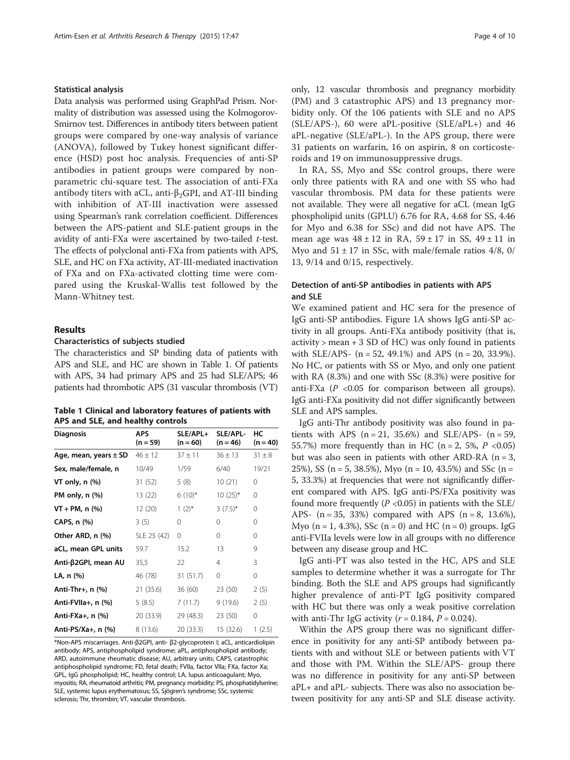### Statistical analysis

Data analysis was performed using GraphPad Prism. Normality of distribution was assessed using the Kolmogorov-Smirnov test. Differences in antibody titers between patient groups were compared by one-way analysis of variance (ANOVA), followed by Tukey honest significant difference (HSD) post hoc analysis. Frequencies of anti-SP antibodies in patient groups were compared by non-parametric chi-square test. The association of anti-FXa antibody titers with aCL, anti-$\beta_2$GPI, and AT-III binding with inhibition of AT-III inactivation were assessed using Spearman's rank correlation coefficient. Differences between the APS-patient and SLE-patient groups in the avidity of anti-FXa were ascertained by two-tailed *t*-test. The effects of polyclonal anti-FXa from patients with APS, SLE, and HC on FXa activity, AT-III-mediated inactivation of FXa and on FXa-activated clotting time were compared using the Kruskal-Wallis test followed by the Mann-Whitney test.

## Results

### Characteristics of subjects studied

The characteristics and SP binding data of patients with APS and SLE, and HC are shown in Table 1. Of patients with APS, 34 had primary APS and 25 had SLE/APS; 46 patients had thrombotic APS (31 vascular thrombosis (VT) only, 12 vascular thrombosis and pregnancy morbidity (PM) and 3 catastrophic APS) and 13 pregnancy morbidity only. Of the 106 patients with SLE and no APS (SLE/APS-), 60 were aPL-positive (SLE/aPL+) and 46 aPL-negative (SLE/aPL-). In the APS group, there were 31 patients on warfarin, 16 on aspirin, 8 on corticosteroids and 19 on immunosuppressive drugs.

**Table 1 Clinical and laboratory features of patients with APS and SLE, and healthy controls**

| Diagnosis | APS (n = 59) | SLE/APL+ (n = 60) | SLE/APL- (n = 46) | HC (n = 40) |
|---|---|---|---|---|
| Age, mean, years ± SD | 46 ± 12 | 37 ± 11 | 36 ± 13 | 31 ± 8 |
| Sex, male/female, n | 10/49 | 1/59 | 6/40 | 19/21 |
| VT only, n (%) | 31 (52) | 5 (8) | 10 (21) | 0 |
| PM only, n (%) | 13 (22) | 6 (10)* | 10 (25)* | 0 |
| VT + PM, n (%) | 12 (20) | 1 (2)* | 3 (7.5)* | 0 |
| CAPS, n (%) | 3 (5) | 0 | 0 | 0 |
| Other ARD, n (%) | SLE 25 (42) | 0 | 0 | 0 |
| aCL, mean GPL units | 59.7 | 15.2 | 13 | 9 |
| Anti-β2GPI, mean AU | 35,5 | 22 | 4 | 3 |
| LA, n (%) | 46 (78) | 31 (51.7) | 0 | 0 |
| Anti-Thr+, n (%) | 21 (35.6) | 36 (60) | 23 (50) | 2 (5) |
| Anti-FVIIa+, n (%) | 5 (8.5) | 7 (11.7) | 9 (19.6) | 2 (5) |
| Anti-FXa+, n (%) | 20 (33.9) | 29 (48.3) | 23 (50) | 0 |
| Anti-PS/Xa+, n (%) | 8 (13.6) | 20 (33.3) | 15 (32.6) | 1 (2.5) |

*Non-APS miscarriages. Anti-β2GPI, anti- β2-glycoprotein I; aCL, anticardiolipin antibody; APS, antiphospholipid syndrome; aPL, antiphospholipid antibody; ARD, autoimmune rheumatic disease; AU, arbitrary units; CAPS, catastrophic antiphospholipid syndrome; FD, fetal death; FVIIa, factor VIIa; FXa, factor Xa; GPL, IgG phospholipid; HC, healthy control; LA, lupus anticoagulant; Myo, myositis; RA, rheumatoid arthritis; PM, pregnancy morbidity; PS, phosphatidylserine; SLE, systemic lupus erythematosus; SS, Sjögren's syndrome; SSc, systemic sclerosis; Thr, thrombin; VT, vascular thrombosis.

In RA, SS, Myo and SSc control groups, there were only three patients with RA and one with SS who had vascular thrombosis. PM data for these patients were not available. They were all negative for aCL (mean IgG phospholipid units (GPLU) 6.76 for RA, 4.68 for SS, 4.46 for Myo and 6.38 for SSc) and did not have APS. The mean age was 48 ± 12 in RA, 59 ± 17 in SS, 49 ± 11 in Myo and 51 ± 17 in SSc, with male/female ratios 4/8, 0/13, 9/14 and 0/15, respectively.

### Detection of anti-SP antibodies in patients with APS and SLE

We examined patient and HC sera for the presence of IgG anti-SP antibodies. Figure 1A shows IgG anti-SP activity in all groups. Anti-FXa antibody positivity (that is, activity > mean + 3 SD of HC) was only found in patients with SLE/APS- (n = 52, 49.1%) and APS (n = 20, 33.9%). No HC, or patients with SS or Myo, and only one patient with RA (8.3%) and one with SSc (8.3%) were positive for anti-FXa ($P$ <0.05 for comparison between all groups). IgG anti-FXa positivity did not differ significantly between SLE and APS samples.

IgG anti-Thr antibody positivity was also found in patients with APS (n = 21, 35.6%) and SLE/APS- (n = 59, 55.7%) more frequently than in HC (n = 2, 5%, $P$ <0.05) but was also seen in patients with other ARD-RA (n = 3, 25%), SS (n = 5, 38.5%), Myo (n = 10, 43.5%) and SSc (n = 5, 33.3%) at frequencies that were not significantly different compared with APS. IgG anti-PS/FXa positivity was found more frequently ($P$ <0.05) in patients with the SLE/APS- (n = 35, 33%) compared with APS (n = 8, 13.6%), Myo (n = 1, 4.3%), SSc (n = 0) and HC (n = 0) groups. IgG anti-FVIIa levels were low in all groups with no difference between any disease group and HC.

IgG anti-PT was also tested in the HC, APS and SLE samples to determine whether it was a surrogate for Thr binding. Both the SLE and APS groups had significantly higher prevalence of anti-PT IgG positivity compared with HC but there was only a weak positive correlation with anti-Thr IgG activity ($r$ = 0.184, $P$ = 0.024).

Within the APS group there was no significant difference in positivity for any anti-SP antibody between patients with and without SLE or between patients with VT and those with PM. Within the SLE/APS- group there was no difference in positivity for any anti-SP between aPL+ and aPL- subjects. There was also no association between positivity for any anti-SP and SLE disease activity.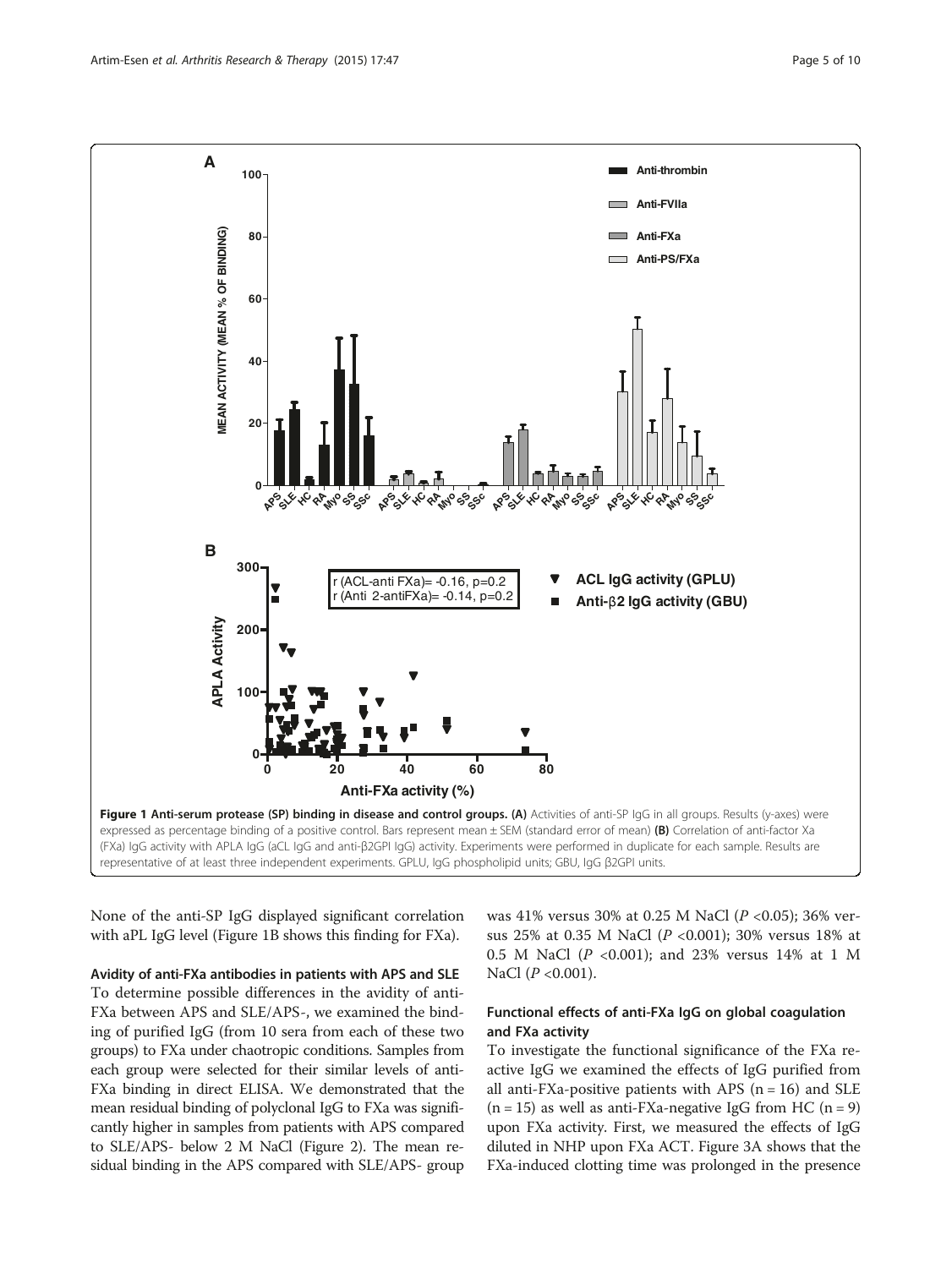**Figure 1 Anti-serum protease (SP) binding in disease and control groups. (A)** Activities of anti-SP IgG in all groups. Results (y-axes) were expressed as percentage binding of a positive control. Bars represent mean ± SEM (standard error of mean) **(B)** Correlation of anti-factor Xa (FXa) IgG activity with APLA IgG (aCL IgG and anti-β2GPI IgG) activity. Experiments were performed in duplicate for each sample. Results are representative of at least three independent experiments. GPLU, IgG phospholipid units; GBU, IgG β2GPI units.

None of the anti-SP IgG displayed significant correlation with aPL IgG level (Figure 1B shows this finding for FXa).

### Avidity of anti-FXa antibodies in patients with APS and SLE

To determine possible differences in the avidity of anti-FXa between APS and SLE/APS-, we examined the binding of purified IgG (from 10 sera from each of these two groups) to FXa under chaotropic conditions. Samples from each group were selected for their similar levels of anti-FXa binding in direct ELISA. We demonstrated that the mean residual binding of polyclonal IgG to FXa was significantly higher in samples from patients with APS compared to SLE/APS- below 2 M NaCl (Figure 2). The mean residual binding in the APS compared with SLE/APS- group was 41% versus 30% at 0.25 M NaCl ($P < 0.05$); 36% versus 25% at 0.35 M NaCl ($P < 0.001$); 30% versus 18% at 0.5 M NaCl ($P < 0.001$); and 23% versus 14% at 1 M NaCl ($P < 0.001$).

### Functional effects of anti-FXa IgG on global coagulation and FXa activity

To investigate the functional significance of the FXa reactive IgG we examined the effects of IgG purified from all anti-FXa-positive patients with APS (n = 16) and SLE (n = 15) as well as anti-FXa-negative IgG from HC (n = 9) upon FXa activity. First, we measured the effects of IgG diluted in NHP upon FXa ACT. Figure 3A shows that the FXa-induced clotting time was prolonged in the presence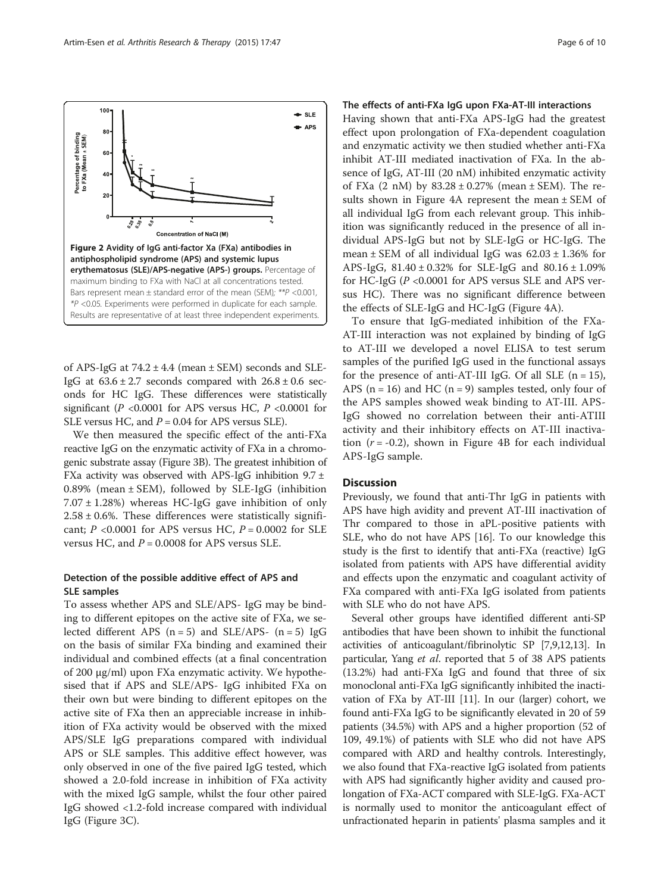Figure 2 Avidity of IgG anti-factor Xa (FXa) antibodies in antiphospholipid syndrome (APS) and systemic lupus erythematosus (SLE)/APS-negative (APS-) groups. Percentage of maximum binding to FXa with NaCl at all concentrations tested. Bars represent mean ± standard error of the mean (SEM); **P <0.001, *P <0.05. Experiments were performed in duplicate for each sample. Results are representative of at least three independent experiments.

of APS-IgG at 74.2 ± 4.4 (mean ± SEM) seconds and SLE-IgG at 63.6 ± 2.7 seconds compared with 26.8 ± 0.6 seconds for HC IgG. These differences were statistically significant (*P* <0.0001 for APS versus HC, *P* <0.0001 for SLE versus HC, and *P* = 0.04 for APS versus SLE).

We then measured the specific effect of the anti-FXa reactive IgG on the enzymatic activity of FXa in a chromogenic substrate assay (Figure 3B). The greatest inhibition of FXa activity was observed with APS-IgG inhibition 9.7 ± 0.89% (mean ± SEM), followed by SLE-IgG (inhibition 7.07 ± 1.28%) whereas HC-IgG gave inhibition of only 2.58 ± 0.6%. These differences were statistically significant; *P* <0.0001 for APS versus HC, *P* = 0.0002 for SLE versus HC, and *P* = 0.0008 for APS versus SLE.

### Detection of the possible additive effect of APS and SLE samples

To assess whether APS and SLE/APS- IgG may be binding to different epitopes on the active site of FXa, we selected different APS (n = 5) and SLE/APS- (n = 5) IgG on the basis of similar FXa binding and examined their individual and combined effects (at a final concentration of 200 μg/ml) upon FXa enzymatic activity. We hypothesised that if APS and SLE/APS- IgG inhibited FXa on their own but were binding to different epitopes on the active site of FXa then an appreciable increase in inhibition of FXa activity would be observed with the mixed APS/SLE IgG preparations compared with individual APS or SLE samples. This additive effect however, was only observed in one of the five paired IgG tested, which showed a 2.0-fold increase in inhibition of FXa activity with the mixed IgG sample, whilst the four other paired IgG showed <1.2-fold increase compared with individual IgG (Figure 3C).

### The effects of anti-FXa IgG upon FXa-AT-III interactions

Having shown that anti-FXa APS-IgG had the greatest effect upon prolongation of FXa-dependent coagulation and enzymatic activity we then studied whether anti-FXa inhibit AT-III mediated inactivation of FXa. In the absence of IgG, AT-III (20 nM) inhibited enzymatic activity of FXa (2 nM) by 83.28 ± 0.27% (mean ± SEM). The results shown in Figure 4A represent the mean ± SEM of all individual IgG from each relevant group. This inhibition was significantly reduced in the presence of all individual APS-IgG but not by SLE-IgG or HC-IgG. The mean ± SEM of all individual IgG was 62.03 ± 1.36% for APS-IgG, 81.40 ± 0.32% for SLE-IgG and 80.16 ± 1.09% for HC-IgG (*P* <0.0001 for APS versus SLE and APS versus HC). There was no significant difference between the effects of SLE-IgG and HC-IgG (Figure 4A).

To ensure that IgG-mediated inhibition of the FXa-AT-III interaction was not explained by binding of IgG to AT-III we developed a novel ELISA to test serum samples of the purified IgG used in the functional assays for the presence of anti-AT-III IgG. Of all SLE (n = 15), APS (n = 16) and HC (n = 9) samples tested, only four of the APS samples showed weak binding to AT-III. APS-IgG showed no correlation between their anti-ATIII activity and their inhibitory effects on AT-III inactivation (*r* = -0.2), shown in Figure 4B for each individual APS-IgG sample.

## Discussion

Previously, we found that anti-Thr IgG in patients with APS have high avidity and prevent AT-III inactivation of Thr compared to those in aPL-positive patients with SLE, who do not have APS [16]. To our knowledge this study is the first to identify that anti-FXa (reactive) IgG isolated from patients with APS have differential avidity and effects upon the enzymatic and coagulant activity of FXa compared with anti-FXa IgG isolated from patients with SLE who do not have APS.

Several other groups have identified different anti-SP antibodies that have been shown to inhibit the functional activities of anticoagulant/fibrinolytic SP [7,9,12,13]. In particular, Yang *et al*. reported that 5 of 38 APS patients (13.2%) had anti-FXa IgG and found that three of six monoclonal anti-FXa IgG significantly inhibited the inactivation of FXa by AT-III [11]. In our (larger) cohort, we found anti-FXa IgG to be significantly elevated in 20 of 59 patients (34.5%) with APS and a higher proportion (52 of 109, 49.1%) of patients with SLE who did not have APS compared with ARD and healthy controls. Interestingly, we also found that FXa-reactive IgG isolated from patients with APS had significantly higher avidity and caused prolongation of FXa-ACT compared with SLE-IgG. FXa-ACT is normally used to monitor the anticoagulant effect of unfractionated heparin in patients' plasma samples and it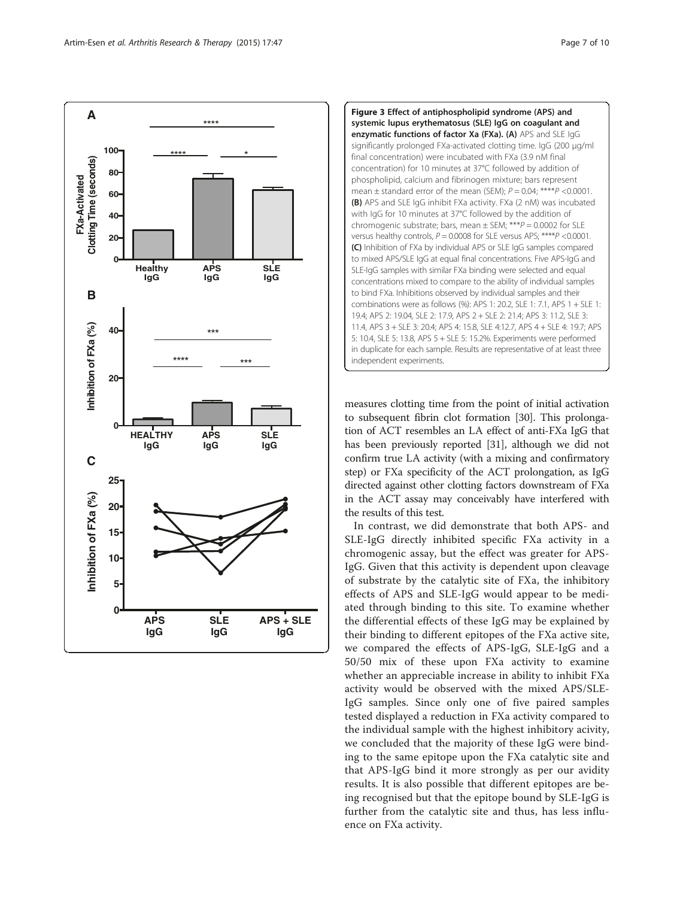**Figure 3 Effect of antiphospholipid syndrome (APS) and systemic lupus erythematosus (SLE) IgG on coagulant and enzymatic functions of factor Xa (FXa). (A)** APS and SLE IgG significantly prolonged FXa-activated clotting time. IgG (200 μg/ml final concentration) were incubated with FXa (3.9 nM final concentration) for 10 minutes at 37°C followed by addition of phospholipid, calcium and fibrinogen mixture; bars represent mean ± standard error of the mean (SEM); $P = 0.04$; ****$P < 0.0001$. **(B)** APS and SLE IgG inhibit FXa activity. FXa (2 nM) was incubated with IgG for 10 minutes at 37°C followed by the addition of chromogenic substrate; bars, mean ± SEM; ***$P = 0.0002$ for SLE versus healthy controls, $P = 0.0008$ for SLE versus APS; ****$P < 0.0001$. **(C)** Inhibition of FXa by individual APS or SLE IgG samples compared to mixed APS/SLE IgG at equal final concentrations. Five APS-IgG and SLE-IgG samples with similar FXa binding were selected and equal concentrations mixed to compare to the ability of individual samples to bind FXa. Inhibitions observed by individual samples and their combinations were as follows (%): APS 1: 20.2, SLE 1: 7.1, APS 1 + SLE 1: 19.4; APS 2: 19.04, SLE 2: 17.9, APS 2 + SLE 2: 21.4; APS 3: 11.2, SLE 3: 11.4, APS 3 + SLE 3: 20.4; APS 4: 15.8, SLE 4:12.7, APS 4 + SLE 4: 19.7; APS 5: 10.4, SLE 5: 13.8, APS 5 + SLE 5: 15.2%. Experiments were performed in duplicate for each sample. Results are representative of at least three independent experiments.

measures clotting time from the point of initial activation to subsequent fibrin clot formation [30]. This prolongation of ACT resembles an LA effect of anti-FXa IgG that has been previously reported [31], although we did not confirm true LA activity (with a mixing and confirmatory step) or FXa specificity of the ACT prolongation, as IgG directed against other clotting factors downstream of FXa in the ACT assay may conceivably have interfered with the results of this test.

In contrast, we did demonstrate that both APS- and SLE-IgG directly inhibited specific FXa activity in a chromogenic assay, but the effect was greater for APS-IgG. Given that this activity is dependent upon cleavage of substrate by the catalytic site of FXa, the inhibitory effects of APS and SLE-IgG would appear to be mediated through binding to this site. To examine whether the differential effects of these IgG may be explained by their binding to different epitopes of the FXa active site, we compared the effects of APS-IgG, SLE-IgG and a 50/50 mix of these upon FXa activity to examine whether an appreciable increase in ability to inhibit FXa activity would be observed with the mixed APS/SLE-IgG samples. Since only one of five paired samples tested displayed a reduction in FXa activity compared to the individual sample with the highest inhibitory acivity, we concluded that the majority of these IgG were binding to the same epitope upon the FXa catalytic site and that APS-IgG bind it more strongly as per our avidity results. It is also possible that different epitopes are being recognised but that the epitope bound by SLE-IgG is further from the catalytic site and thus, has less influence on FXa activity.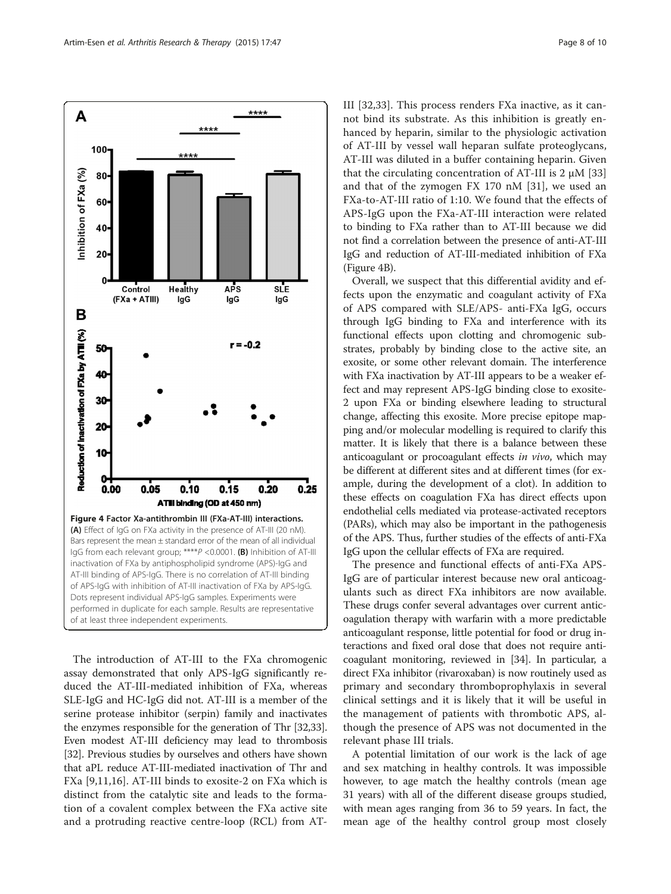Figure 4 Factor Xa-antithrombin III (FXa-AT-III) interactions. (A) Effect of IgG on FXa activity in the presence of AT-III (20 nM). Bars represent the mean ± standard error of the mean of all individual IgG from each relevant group; ****P <0.0001. (B) Inhibition of AT-III inactivation of FXa by antiphospholipid syndrome (APS)-IgG and AT-III binding of APS-IgG. There is no correlation of AT-III binding of APS-IgG with inhibition of AT-III inactivation of FXa by APS-IgG. Dots represent individual APS-IgG samples. Experiments were performed in duplicate for each sample. Results are representative of at least three independent experiments.

The introduction of AT-III to the FXa chromogenic assay demonstrated that only APS-IgG significantly reduced the AT-III-mediated inhibition of FXa, whereas SLE-IgG and HC-IgG did not. AT-III is a member of the serine protease inhibitor (serpin) family and inactivates the enzymes responsible for the generation of Thr [32,33]. Even modest AT-III deficiency may lead to thrombosis [32]. Previous studies by ourselves and others have shown that aPL reduce AT-III-mediated inactivation of Thr and FXa [9,11,16]. AT-III binds to exosite-2 on FXa which is distinct from the catalytic site and leads to the formation of a covalent complex between the FXa active site and a protruding reactive centre-loop (RCL) from AT-III [32,33]. This process renders FXa inactive, as it cannot bind its substrate. As this inhibition is greatly enhanced by heparin, similar to the physiologic activation of AT-III by vessel wall heparan sulfate proteoglycans, AT-III was diluted in a buffer containing heparin. Given that the circulating concentration of AT-III is 2 μM [33] and that of the zymogen FX 170 nM [31], we used an FXa-to-AT-III ratio of 1:10. We found that the effects of APS-IgG upon the FXa-AT-III interaction were related to binding to FXa rather than to AT-III because we did not find a correlation between the presence of anti-AT-III IgG and reduction of AT-III-mediated inhibition of FXa (Figure 4B).

Overall, we suspect that this differential avidity and effects upon the enzymatic and coagulant activity of FXa of APS compared with SLE/APS- anti-FXa IgG, occurs through IgG binding to FXa and interference with its functional effects upon clotting and chromogenic substrates, probably by binding close to the active site, an exosite, or some other relevant domain. The interference with FXa inactivation by AT-III appears to be a weaker effect and may represent APS-IgG binding close to exosite-2 upon FXa or binding elsewhere leading to structural change, affecting this exosite. More precise epitope mapping and/or molecular modelling is required to clarify this matter. It is likely that there is a balance between these anticoagulant or procoagulant effects *in vivo*, which may be different at different sites and at different times (for example, during the development of a clot). In addition to these effects on coagulation FXa has direct effects upon endothelial cells mediated via protease-activated receptors (PARs), which may also be important in the pathogenesis of the APS. Thus, further studies of the effects of anti-FXa IgG upon the cellular effects of FXa are required.

The presence and functional effects of anti-FXa APS-IgG are of particular interest because new oral anticoagulants such as direct FXa inhibitors are now available. These drugs confer several advantages over current anticoagulation therapy with warfarin with a more predictable anticoagulant response, little potential for food or drug interactions and fixed oral dose that does not require anticoagulant monitoring, reviewed in [34]. In particular, a direct FXa inhibitor (rivaroxaban) is now routinely used as primary and secondary thromboprophylaxis in several clinical settings and it is likely that it will be useful in the management of patients with thrombotic APS, although the presence of APS was not documented in the relevant phase III trials.

A potential limitation of our work is the lack of age and sex matching in healthy controls. It was impossible however, to age match the healthy controls (mean age 31 years) with all of the different disease groups studied, with mean ages ranging from 36 to 59 years. In fact, the mean age of the healthy control group most closely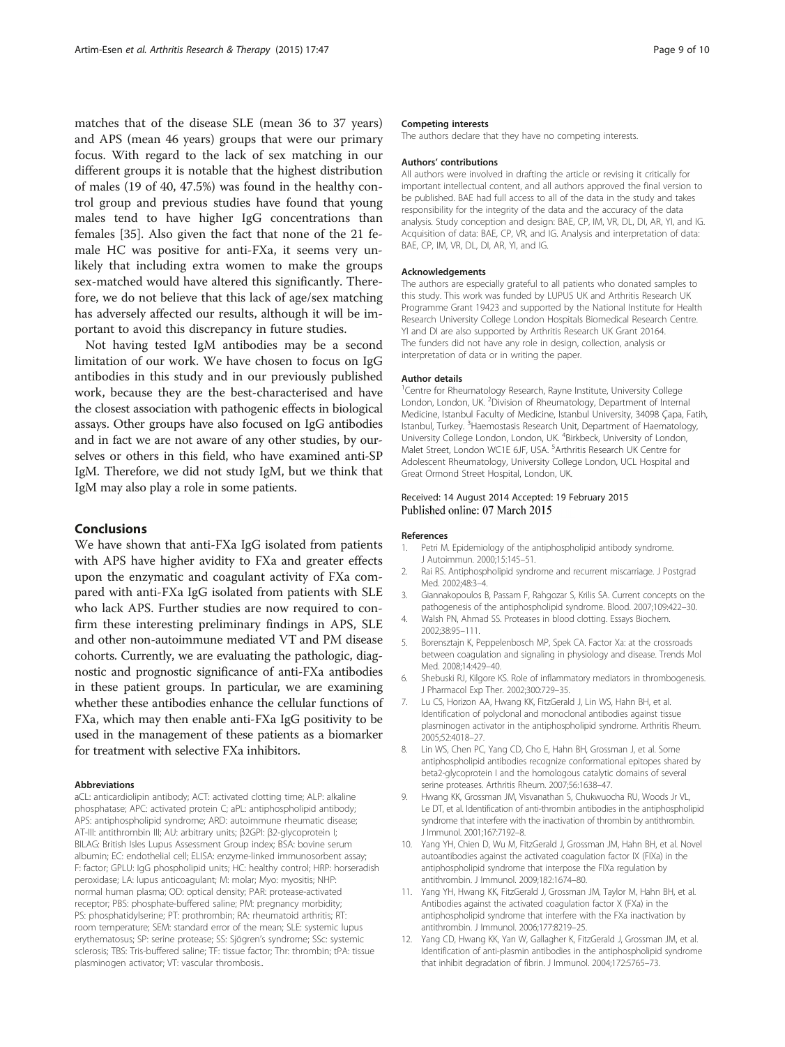matches that of the disease SLE (mean 36 to 37 years) and APS (mean 46 years) groups that were our primary focus. With regard to the lack of sex matching in our different groups it is notable that the highest distribution of males (19 of 40, 47.5%) was found in the healthy control group and previous studies have found that young males tend to have higher IgG concentrations than females [35]. Also given the fact that none of the 21 female HC was positive for anti-FXa, it seems very unlikely that including extra women to make the groups sex-matched would have altered this significantly. Therefore, we do not believe that this lack of age/sex matching has adversely affected our results, although it will be important to avoid this discrepancy in future studies.

Not having tested IgM antibodies may be a second limitation of our work. We have chosen to focus on IgG antibodies in this study and in our previously published work, because they are the best-characterised and have the closest association with pathogenic effects in biological assays. Other groups have also focused on IgG antibodies and in fact we are not aware of any other studies, by ourselves or others in this field, who have examined anti-SP IgM. Therefore, we did not study IgM, but we think that IgM may also play a role in some patients.

## Conclusions

We have shown that anti-FXa IgG isolated from patients with APS have higher avidity to FXa and greater effects upon the enzymatic and coagulant activity of FXa compared with anti-FXa IgG isolated from patients with SLE who lack APS. Further studies are now required to confirm these interesting preliminary findings in APS, SLE and other non-autoimmune mediated VT and PM disease cohorts. Currently, we are evaluating the pathologic, diagnostic and prognostic significance of anti-FXa antibodies in these patient groups. In particular, we are examining whether these antibodies enhance the cellular functions of FXa, which may then enable anti-FXa IgG positivity to be used in the management of these patients as a biomarker for treatment with selective FXa inhibitors.

#### Abbreviations

aCL: anticardiolipin antibody; ACT: activated clotting time; ALP: alkaline phosphatase; APC: activated protein C; aPL: antiphospholipid antibody; APS: antiphospholipid syndrome; ARD: autoimmune rheumatic disease; AT-III: antithrombin III; AU: arbitrary units; β2GPI: β2-glycoprotein I; BILAG: British Isles Lupus Assessment Group index; BSA: bovine serum albumin; EC: endothelial cell; ELISA: enzyme-linked immunosorbent assay; F: factor; GPLU: IgG phospholipid units; HC: healthy control; HRP: horseradish peroxidase; LA: lupus anticoagulant; M: molar; Myo: myositis; NHP: normal human plasma; OD: optical density; PAR: protease-activated receptor; PBS: phosphate-buffered saline; PM: pregnancy morbidity; PS: phosphatidylserine; PT: prothrombin; RA: rheumatoid arthritis; RT: room temperature; SEM: standard error of the mean; SLE: systemic lupus erythematosus; SP: serine protease; SS: Sjögren's syndrome; SSc: systemic sclerosis; TBS: Tris-buffered saline; TF: tissue factor; Thr: thrombin; tPA: tissue plasminogen activator; VT: vascular thrombosis..

#### Competing interests

The authors declare that they have no competing interests.

#### Authors' contributions

All authors were involved in drafting the article or revising it critically for important intellectual content, and all authors approved the final version to be published. BAE had full access to all of the data in the study and takes responsibility for the integrity of the data and the accuracy of the data analysis. Study conception and design: BAE, CP, IM, VR, DL, DI, AR, YI, and IG. Acquisition of data: BAE, CP, VR, and IG. Analysis and interpretation of data: BAE, CP, IM, VR, DL, DI, AR, YI, and IG.

#### Acknowledgements

The authors are especially grateful to all patients who donated samples to this study. This work was funded by LUPUS UK and Arthritis Research UK Programme Grant 19423 and supported by the National Institute for Health Research University College London Hospitals Biomedical Research Centre. YI and DI are also supported by Arthritis Research UK Grant 20164. The funders did not have any role in design, collection, analysis or interpretation of data or in writing the paper.

#### Author details

[1]Centre for Rheumatology Research, Rayne Institute, University College London, London, UK. [2]Division of Rheumatology, Department of Internal Medicine, Istanbul Faculty of Medicine, Istanbul University, 34098 Çapa, Fatih, Istanbul, Turkey. [3]Haemostasis Research Unit, Department of Haematology, University College London, London, UK. [4]Birkbeck, University of London, Malet Street, London WC1E 6JF, USA. [5]Arthritis Research UK Centre for Adolescent Rheumatology, University College London, UCL Hospital and Great Ormond Street Hospital, London, UK.

Received: 14 August 2014 Accepted: 19 February 2015
Published online: 07 March 2015

#### References

1. Petri M. Epidemiology of the antiphospholipid antibody syndrome. J Autoimmun. 2000;15:145–51.
2. Rai RS. Antiphospholipid syndrome and recurrent miscarriage. J Postgrad Med. 2002;48:3–4.
3. Giannakopoulos B, Passam F, Rahgozar S, Krilis SA. Current concepts on the pathogenesis of the antiphospholipid syndrome. Blood. 2007;109:422–30.
4. Walsh PN, Ahmad SS. Proteases in blood clotting. Essays Biochem. 2002;38:95–111.
5. Borensztajn K, Peppelenbosch MP, Spek CA. Factor Xa: at the crossroads between coagulation and signaling in physiology and disease. Trends Mol Med. 2008;14:429–40.
6. Shebuski RJ, Kilgore KS. Role of inflammatory mediators in thrombogenesis. J Pharmacol Exp Ther. 2002;300:729–35.
7. Lu CS, Horizon AA, Hwang KK, FitzGerald J, Lin WS, Hahn BH, et al. Identification of polyclonal and monoclonal antibodies against tissue plasminogen activator in the antiphospholipid syndrome. Arthritis Rheum. 2005;52:4018–27.
8. Lin WS, Chen PC, Yang CD, Cho E, Hahn BH, Grossman J, et al. Some antiphospholipid antibodies recognize conformational epitopes shared by beta2-glycoprotein I and the homologous catalytic domains of several serine proteases. Arthritis Rheum. 2007;56:1638–47.
9. Hwang KK, Grossman JM, Visvanathan S, Chukwuocha RU, Woods Jr VL, Le DT, et al. Identification of anti-thrombin antibodies in the antiphospholipid syndrome that interfere with the inactivation of thrombin by antithrombin. J Immunol. 2001;167:7192–8.
10. Yang YH, Chien D, Wu M, FitzGerald J, Grossman JM, Hahn BH, et al. Novel autoantibodies against the activated coagulation factor IX (FIXa) in the antiphospholipid syndrome that interpose the FIXa regulation by antithrombin. J Immunol. 2009;182:1674–80.
11. Yang YH, Hwang KK, FitzGerald J, Grossman JM, Taylor M, Hahn BH, et al. Antibodies against the activated coagulation factor X (FXa) in the antiphospholipid syndrome that interfere with the FXa inactivation by antithrombin. J Immunol. 2006;177:8219–25.
12. Yang CD, Hwang KK, Yan W, Gallagher K, FitzGerald J, Grossman JM, et al. Identification of anti-plasmin antibodies in the antiphospholipid syndrome that inhibit degradation of fibrin. J Immunol. 2004;172:5765–73.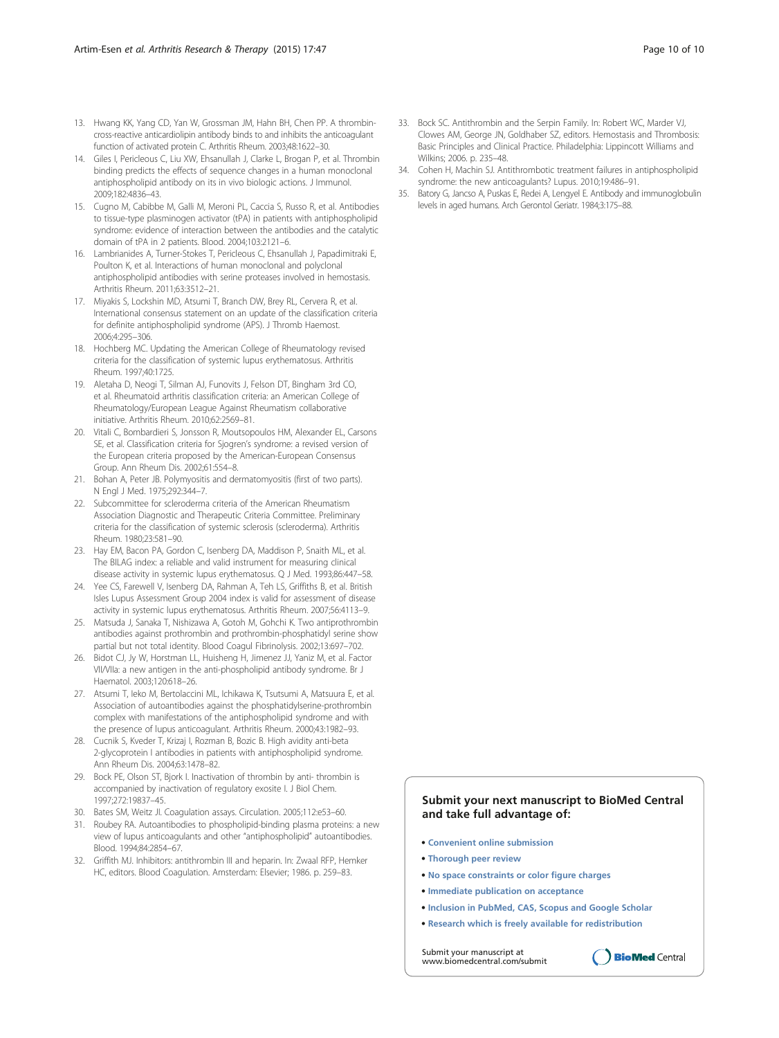13. Hwang KK, Yang CD, Yan W, Grossman JM, Hahn BH, Chen PP. A thrombin-cross-reactive anticardiolipin antibody binds to and inhibits the anticoagulant function of activated protein C. Arthritis Rheum. 2003;48:1622–30.
14. Giles I, Pericleous C, Liu XW, Ehsanullah J, Clarke L, Brogan P, et al. Thrombin binding predicts the effects of sequence changes in a human monoclonal antiphospholipid antibody on its in vivo biologic actions. J Immunol. 2009;182:4836–43.
15. Cugno M, Cabibbe M, Galli M, Meroni PL, Caccia S, Russo R, et al. Antibodies to tissue-type plasminogen activator (tPA) in patients with antiphospholipid syndrome: evidence of interaction between the antibodies and the catalytic domain of tPA in 2 patients. Blood. 2004;103:2121–6.
16. Lambrianides A, Turner-Stokes T, Pericleous C, Ehsanullah J, Papadimitraki E, Poulton K, et al. Interactions of human monoclonal and polyclonal antiphospholipid antibodies with serine proteases involved in hemostasis. Arthritis Rheum. 2011;63:3512–21.
17. Miyakis S, Lockshin MD, Atsumi T, Branch DW, Brey RL, Cervera R, et al. International consensus statement on an update of the classification criteria for definite antiphospholipid syndrome (APS). J Thromb Haemost. 2006;4:295–306.
18. Hochberg MC. Updating the American College of Rheumatology revised criteria for the classification of systemic lupus erythematosus. Arthritis Rheum. 1997;40:1725.
19. Aletaha D, Neogi T, Silman AJ, Funovits J, Felson DT, Bingham 3rd CO, et al. Rheumatoid arthritis classification criteria: an American College of Rheumatology/European League Against Rheumatism collaborative initiative. Arthritis Rheum. 2010;62:2569–81.
20. Vitali C, Bombardieri S, Jonsson R, Moutsopoulos HM, Alexander EL, Carsons SE, et al. Classification criteria for Sjogren's syndrome: a revised version of the European criteria proposed by the American-European Consensus Group. Ann Rheum Dis. 2002;61:554–8.
21. Bohan A, Peter JB. Polymyositis and dermatomyositis (first of two parts). N Engl J Med. 1975;292:344–7.
22. Subcommittee for scleroderma criteria of the American Rheumatism Association Diagnostic and Therapeutic Criteria Committee. Preliminary criteria for the classification of systemic sclerosis (scleroderma). Arthritis Rheum. 1980;23:581–90.
23. Hay EM, Bacon PA, Gordon C, Isenberg DA, Maddison P, Snaith ML, et al. The BILAG index: a reliable and valid instrument for measuring clinical disease activity in systemic lupus erythematosus. Q J Med. 1993;86:447–58.
24. Yee CS, Farewell V, Isenberg DA, Rahman A, Teh LS, Griffiths B, et al. British Isles Lupus Assessment Group 2004 index is valid for assessment of disease activity in systemic lupus erythematosus. Arthritis Rheum. 2007;56:4113–9.
25. Matsuda J, Sanaka T, Nishizawa A, Gotoh M, Gohchi K. Two antiprothrombin antibodies against prothrombin and prothrombin-phosphatidyl serine show partial but not total identity. Blood Coagul Fibrinolysis. 2002;13:697–702.
26. Bidot CJ, Jy W, Horstman LL, Huisheng H, Jimenez JJ, Yaniz M, et al. Factor VII/VIIa: a new antigen in the anti-phospholipid antibody syndrome. Br J Haematol. 2003;120:618–26.
27. Atsumi T, Ieko M, Bertolaccini ML, Ichikawa K, Tsutsumi A, Matsuura E, et al. Association of autoantibodies against the phosphatidylserine-prothrombin complex with manifestations of the antiphospholipid syndrome and with the presence of lupus anticoagulant. Arthritis Rheum. 2000;43:1982–93.
28. Cucnik S, Kveder T, Krizaj I, Rozman B, Bozic B. High avidity anti-beta 2-glycoprotein I antibodies in patients with antiphospholipid syndrome. Ann Rheum Dis. 2004;63:1478–82.
29. Bock PE, Olson ST, Bjork I. Inactivation of thrombin by anti- thrombin is accompanied by inactivation of regulatory exosite I. J Biol Chem. 1997;272:19837–45.
30. Bates SM, Weitz JI. Coagulation assays. Circulation. 2005;112:e53–60.
31. Roubey RA. Autoantibodies to phospholipid-binding plasma proteins: a new view of lupus anticoagulants and other "antiphospholipid" autoantibodies. Blood. 1994;84:2854–67.
32. Griffith MJ. Inhibitors: antithrombin III and heparin. In: Zwaal RFP, Hemker HC, editors. Blood Coagulation. Amsterdam: Elsevier; 1986. p. 259–83.
33. Bock SC. Antithrombin and the Serpin Family. In: Robert WC, Marder VJ, Clowes AM, George JN, Goldhaber SZ, editors. Hemostasis and Thrombosis: Basic Principles and Clinical Practice. Philadelphia: Lippincott Williams and Wilkins; 2006. p. 235–48.
34. Cohen H, Machin SJ. Antithrombotic treatment failures in antiphospholipid syndrome: the new anticoagulants? Lupus. 2010;19:486–91.
35. Batory G, Jancso A, Puskas E, Redei A, Lengyel E. Antibody and immunoglobulin levels in aged humans. Arch Gerontol Geriatr. 1984;3:175–88.

**Submit your next manuscript to BioMed Central and take full advantage of:**

- Convenient online submission
- Thorough peer review
- No space constraints or color figure charges
- Immediate publication on acceptance
- Inclusion in PubMed, CAS, Scopus and Google Scholar
- Research which is freely available for redistribution

Submit your manuscript at www.biomedcentral.com/submit

BioMed Central